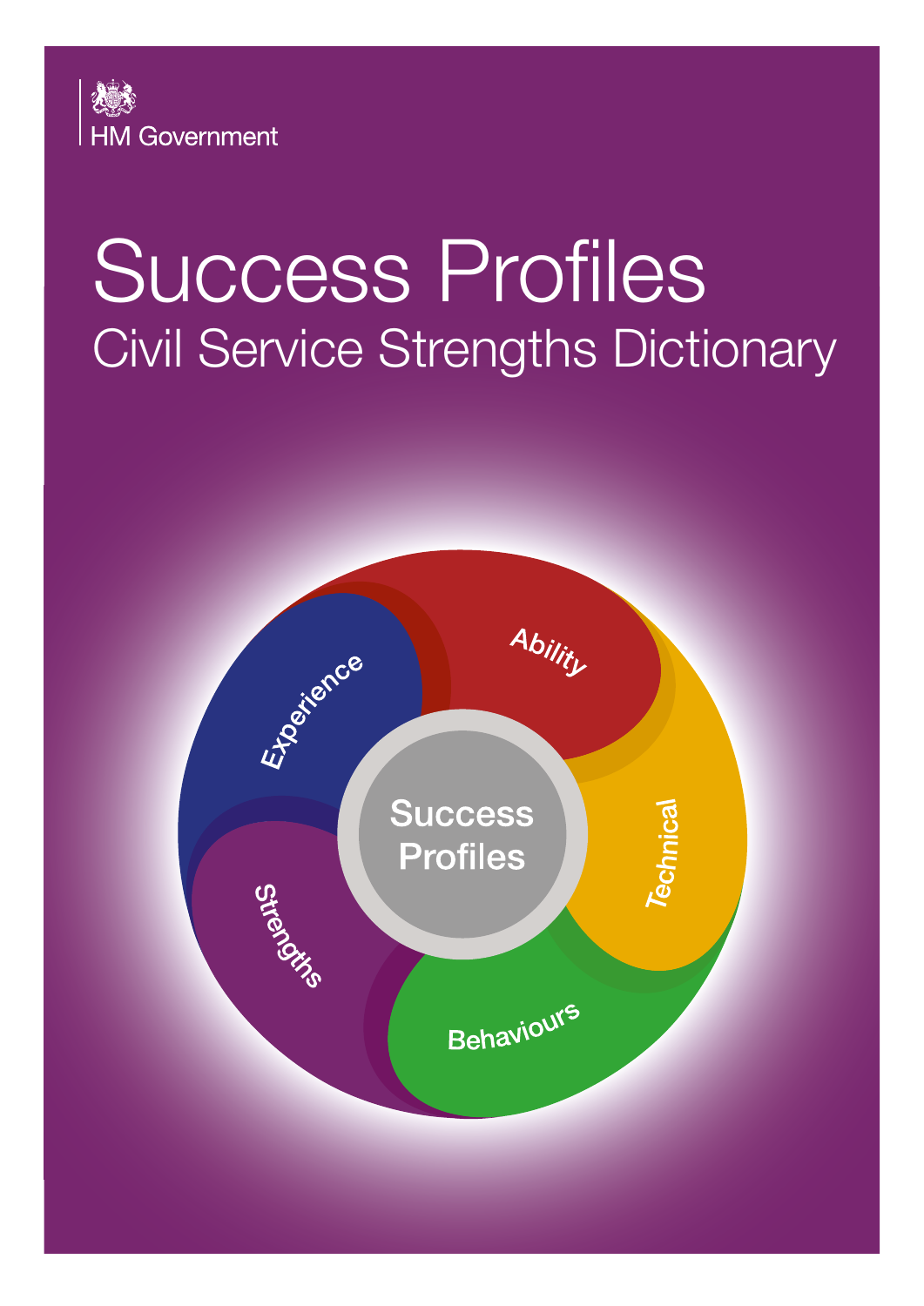HM Government

# Success Profiles

## Civil Service Strengths Dictionary

Experience

Ability

Technical

Behaviours

Strengths

Success Profiles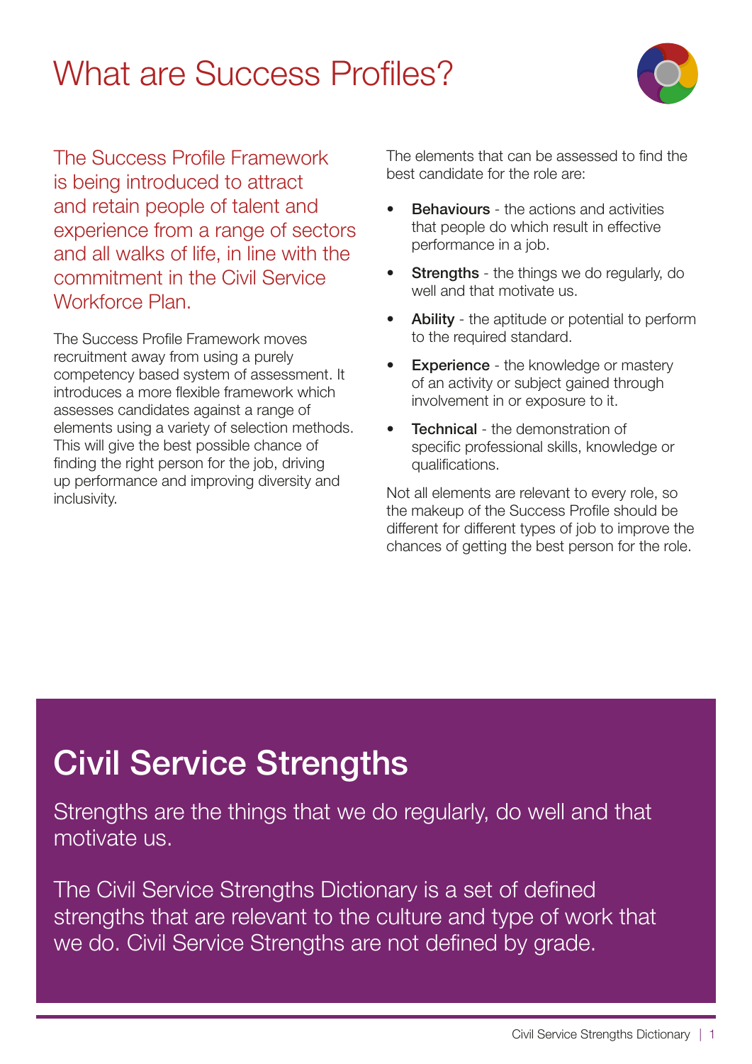# What are Success Profiles?

The Success Profile Framework is being introduced to attract and retain people of talent and experience from a range of sectors and all walks of life, in line with the commitment in the Civil Service Workforce Plan.

The Success Profile Framework moves recruitment away from using a purely competency based system of assessment. It introduces a more flexible framework which assesses candidates against a range of elements using a variety of selection methods. This will give the best possible chance of finding the right person for the job, driving up performance and improving diversity and inclusivity.

The elements that can be assessed to find the best candidate for the role are:

- **Behaviours** - the actions and activities that people do which result in effective performance in a job.
- **Strengths** - the things we do regularly, do well and that motivate us.
- **Ability** - the aptitude or potential to perform to the required standard.
- **Experience** - the knowledge or mastery of an activity or subject gained through involvement in or exposure to it.
- **Technical** - the demonstration of specific professional skills, knowledge or qualifications.

Not all elements are relevant to every role, so the makeup of the Success Profile should be different for different types of job to improve the chances of getting the best person for the role.

## Civil Service Strengths

Strengths are the things that we do regularly, do well and that motivate us.

The Civil Service Strengths Dictionary is a set of defined strengths that are relevant to the culture and type of work that we do. Civil Service Strengths are not defined by grade.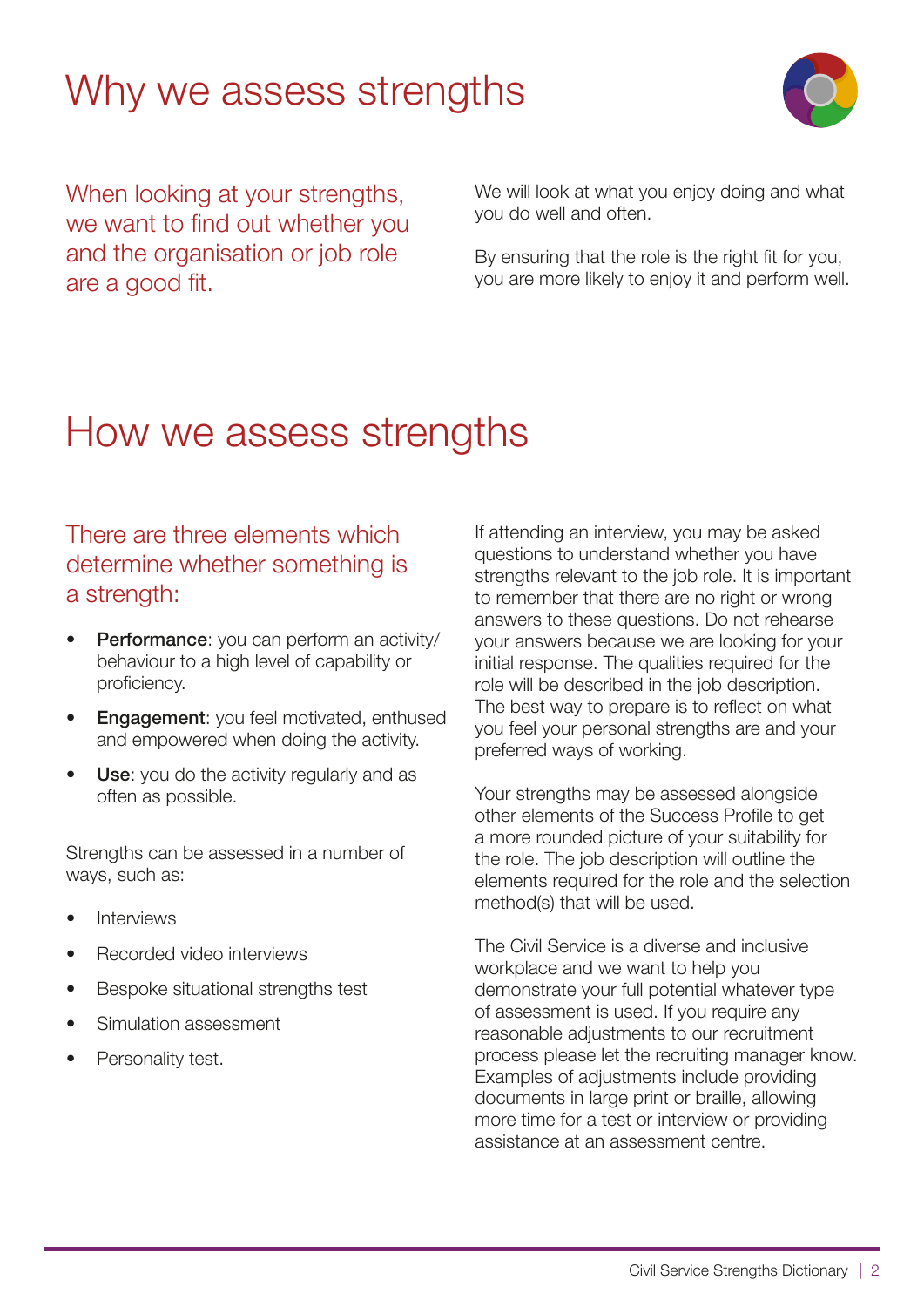# Why we assess strengths

When looking at your strengths, we want to find out whether you and the organisation or job role are a good fit.

We will look at what you enjoy doing and what you do well and often.

By ensuring that the role is the right fit for you, you are more likely to enjoy it and perform well.

# How we assess strengths

There are three elements which determine whether something is a strength:

- **Performance**: you can perform an activity/behaviour to a high level of capability or proficiency.
- **Engagement**: you feel motivated, enthused and empowered when doing the activity.
- **Use**: you do the activity regularly and as often as possible.

Strengths can be assessed in a number of ways, such as:

- Interviews
- Recorded video interviews
- Bespoke situational strengths test
- Simulation assessment
- Personality test.

If attending an interview, you may be asked questions to understand whether you have strengths relevant to the job role. It is important to remember that there are no right or wrong answers to these questions. Do not rehearse your answers because we are looking for your initial response. The qualities required for the role will be described in the job description. The best way to prepare is to reflect on what you feel your personal strengths are and your preferred ways of working.

Your strengths may be assessed alongside other elements of the Success Profile to get a more rounded picture of your suitability for the role. The job description will outline the elements required for the role and the selection method(s) that will be used.

The Civil Service is a diverse and inclusive workplace and we want to help you demonstrate your full potential whatever type of assessment is used. If you require any reasonable adjustments to our recruitment process please let the recruiting manager know. Examples of adjustments include providing documents in large print or braille, allowing more time for a test or interview or providing assistance at an assessment centre.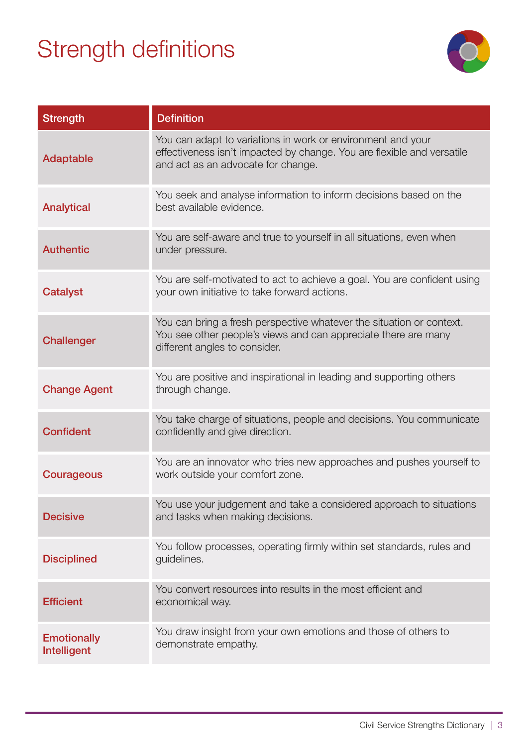# Strength definitions

| Strength | Definition |
|---|---|
| Adaptable | You can adapt to variations in work or environment and your effectiveness isn't impacted by change. You are flexible and versatile and act as an advocate for change. |
| Analytical | You seek and analyse information to inform decisions based on the best available evidence. |
| Authentic | You are self-aware and true to yourself in all situations, even when under pressure. |
| Catalyst | You are self-motivated to act to achieve a goal. You are confident using your own initiative to take forward actions. |
| Challenger | You can bring a fresh perspective whatever the situation or context. You see other people's views and can appreciate there are many different angles to consider. |
| Change Agent | You are positive and inspirational in leading and supporting others through change. |
| Confident | You take charge of situations, people and decisions. You communicate confidently and give direction. |
| Courageous | You are an innovator who tries new approaches and pushes yourself to work outside your comfort zone. |
| Decisive | You use your judgement and take a considered approach to situations and tasks when making decisions. |
| Disciplined | You follow processes, operating firmly within set standards, rules and guidelines. |
| Efficient | You convert resources into results in the most efficient and economical way. |
| Emotionally Intelligent | You draw insight from your own emotions and those of others to demonstrate empathy. |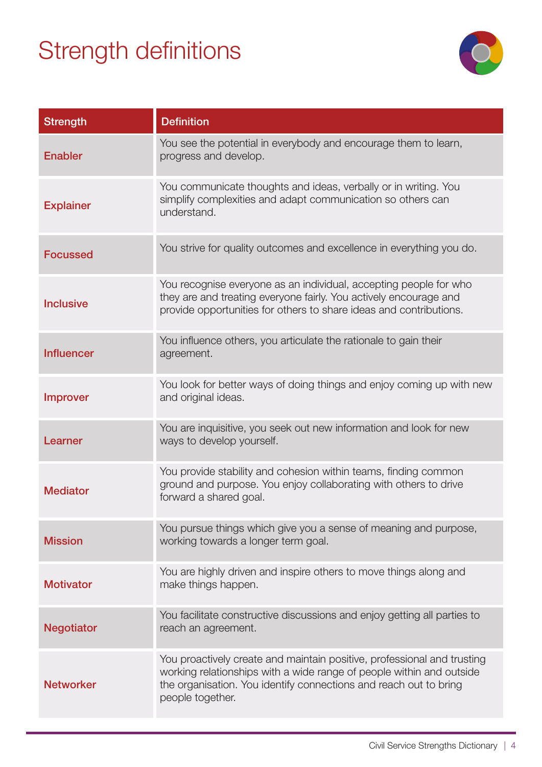# Strength definitions

| Strength | Definition |
|---|---|
| Enabler | You see the potential in everybody and encourage them to learn, progress and develop. |
| Explainer | You communicate thoughts and ideas, verbally or in writing. You simplify complexities and adapt communication so others can understand. |
| Focussed | You strive for quality outcomes and excellence in everything you do. |
| Inclusive | You recognise everyone as an individual, accepting people for who they are and treating everyone fairly. You actively encourage and provide opportunities for others to share ideas and contributions. |
| Influencer | You influence others, you articulate the rationale to gain their agreement. |
| Improver | You look for better ways of doing things and enjoy coming up with new and original ideas. |
| Learner | You are inquisitive, you seek out new information and look for new ways to develop yourself. |
| Mediator | You provide stability and cohesion within teams, finding common ground and purpose. You enjoy collaborating with others to drive forward a shared goal. |
| Mission | You pursue things which give you a sense of meaning and purpose, working towards a longer term goal. |
| Motivator | You are highly driven and inspire others to move things along and make things happen. |
| Negotiator | You facilitate constructive discussions and enjoy getting all parties to reach an agreement. |
| Networker | You proactively create and maintain positive, professional and trusting working relationships with a wide range of people within and outside the organisation. You identify connections and reach out to bring people together. |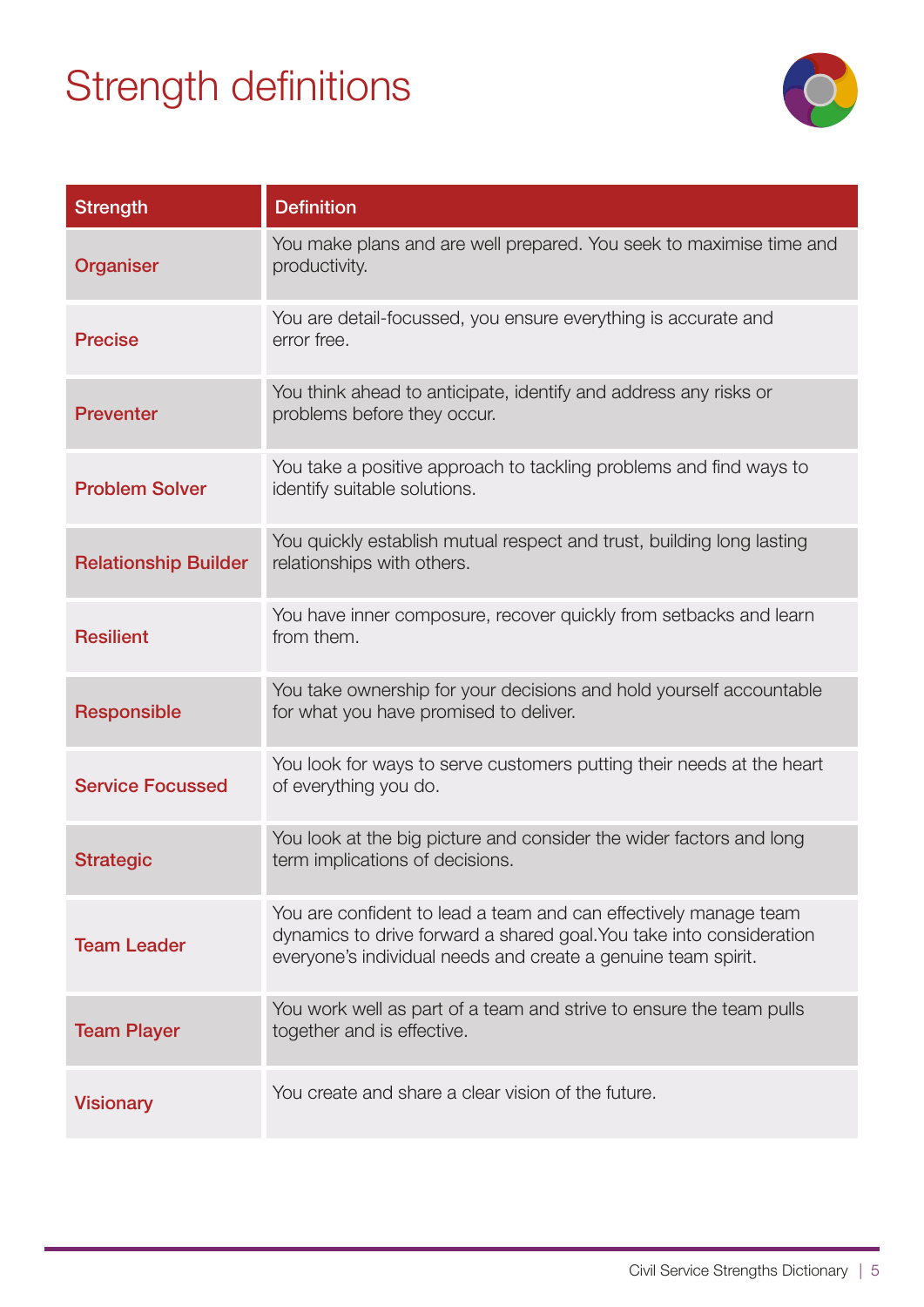# Strength definitions

| Strength | Definition |
| --- | --- |
| Organiser | You make plans and are well prepared. You seek to maximise time and productivity. |
| Precise | You are detail-focussed, you ensure everything is accurate and error free. |
| Preventer | You think ahead to anticipate, identify and address any risks or problems before they occur. |
| Problem Solver | You take a positive approach to tackling problems and find ways to identify suitable solutions. |
| Relationship Builder | You quickly establish mutual respect and trust, building long lasting relationships with others. |
| Resilient | You have inner composure, recover quickly from setbacks and learn from them. |
| Responsible | You take ownership for your decisions and hold yourself accountable for what you have promised to deliver. |
| Service Focussed | You look for ways to serve customers putting their needs at the heart of everything you do. |
| Strategic | You look at the big picture and consider the wider factors and long term implications of decisions. |
| Team Leader | You are confident to lead a team and can effectively manage team dynamics to drive forward a shared goal.You take into consideration everyone's individual needs and create a genuine team spirit. |
| Team Player | You work well as part of a team and strive to ensure the team pulls together and is effective. |
| Visionary | You create and share a clear vision of the future. |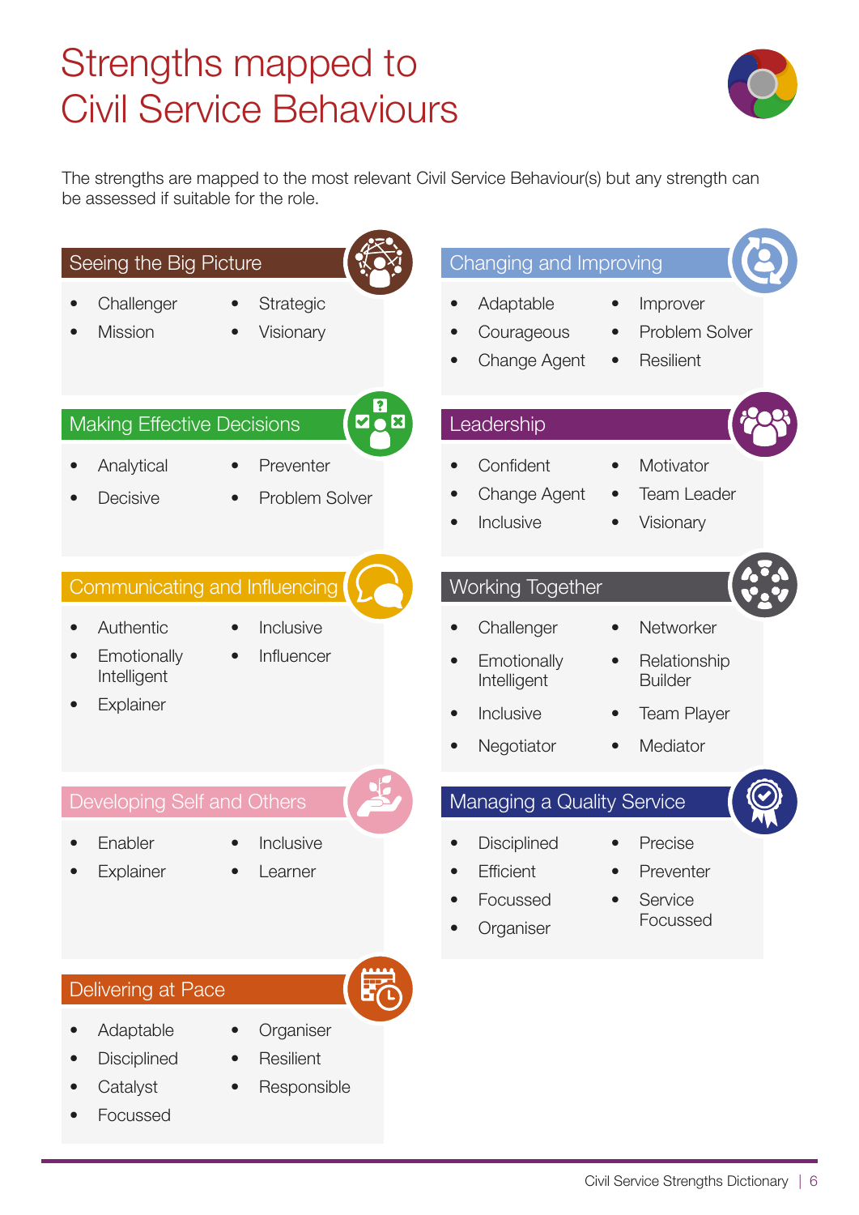# Strengths mapped to Civil Service Behaviours

The strengths are mapped to the most relevant Civil Service Behaviour(s) but any strength can be assessed if suitable for the role.

## Seeing the Big Picture

- Challenger
- Mission
- Strategic
- Visionary

## Changing and Improving

- Adaptable
- Courageous
- Change Agent
- Improver
- Problem Solver
- Resilient

## Making Effective Decisions

- Analytical
- Decisive
- Preventer
- Problem Solver

## Leadership

- Confident
- Change Agent
- Inclusive
- Motivator
- Team Leader
- Visionary

## Communicating and Influencing

- Authentic
- Emotionally Intelligent
- Explainer
- Inclusive
- Influencer

## Working Together

- Challenger
- Emotionally Intelligent
- Inclusive
- Negotiator
- Networker
- Relationship Builder
- Team Player
- Mediator

## Developing Self and Others

- Enabler
- Explainer
- Inclusive
- Learner

## Managing a Quality Service

- Disciplined
- Efficient
- Focussed
- Organiser
- Precise
- Preventer
- Service Focussed

## Delivering at Pace

- Adaptable
- Disciplined
- Catalyst
- Focussed
- Organiser
- Resilient
- Responsible